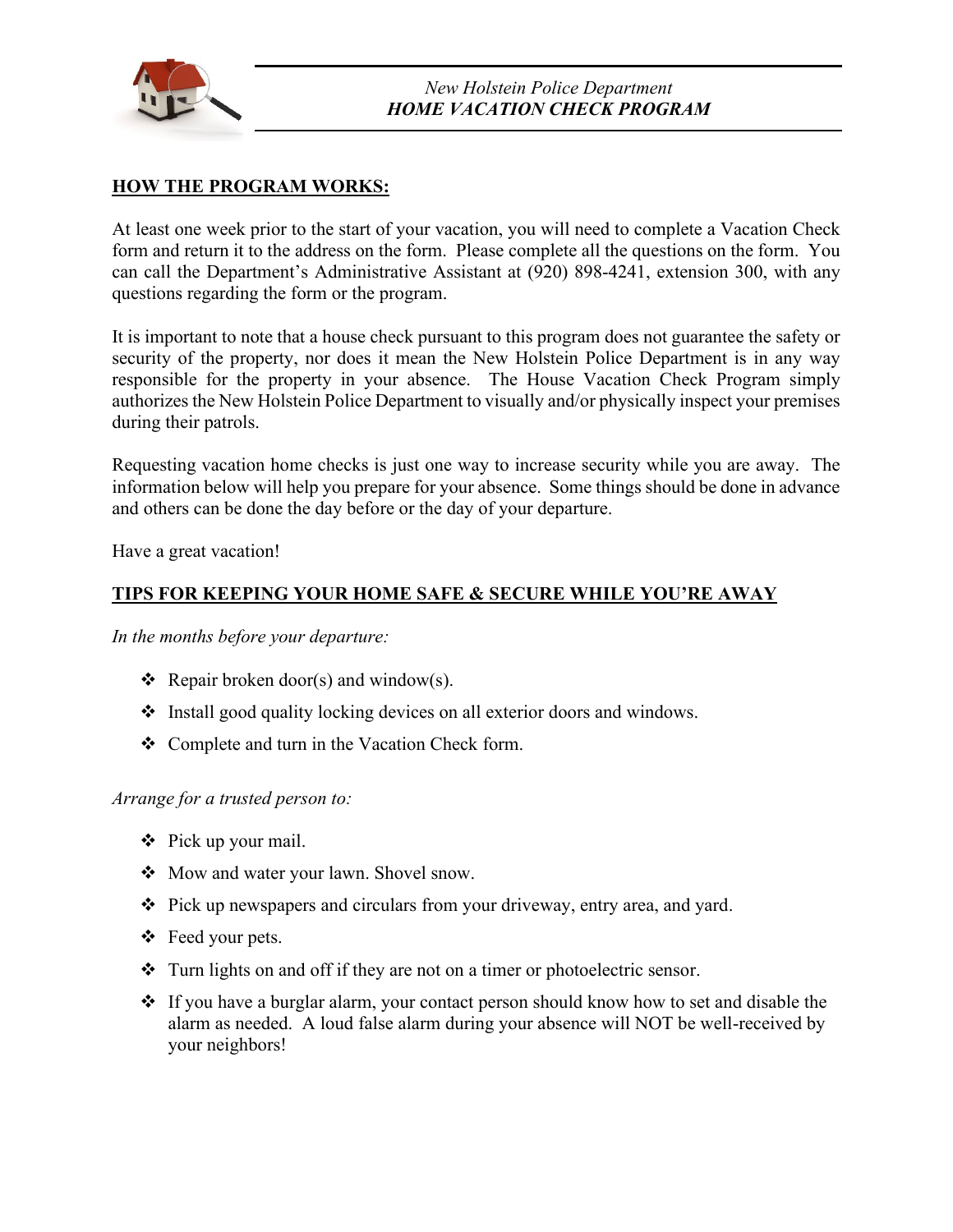*New Holstein Police Department*

***HOME VACATION CHECK PROGRAM***

## HOW THE PROGRAM WORKS:

At least one week prior to the start of your vacation, you will need to complete a Vacation Check form and return it to the address on the form. Please complete all the questions on the form. You can call the Department's Administrative Assistant at (920) 898-4241, extension 300, with any questions regarding the form or the program.

It is important to note that a house check pursuant to this program does not guarantee the safety or security of the property, nor does it mean the New Holstein Police Department is in any way responsible for the property in your absence. The House Vacation Check Program simply authorizes the New Holstein Police Department to visually and/or physically inspect your premises during their patrols.

Requesting vacation home checks is just one way to increase security while you are away. The information below will help you prepare for your absence. Some things should be done in advance and others can be done the day before or the day of your departure.

Have a great vacation!

## TIPS FOR KEEPING YOUR HOME SAFE & SECURE WHILE YOU'RE AWAY

*In the months before your departure:*

- Repair broken door(s) and window(s).
- Install good quality locking devices on all exterior doors and windows.
- Complete and turn in the Vacation Check form.

*Arrange for a trusted person to:*

- Pick up your mail.
- Mow and water your lawn. Shovel snow.
- Pick up newspapers and circulars from your driveway, entry area, and yard.
- Feed your pets.
- Turn lights on and off if they are not on a timer or photoelectric sensor.
- If you have a burglar alarm, your contact person should know how to set and disable the alarm as needed. A loud false alarm during your absence will NOT be well-received by your neighbors!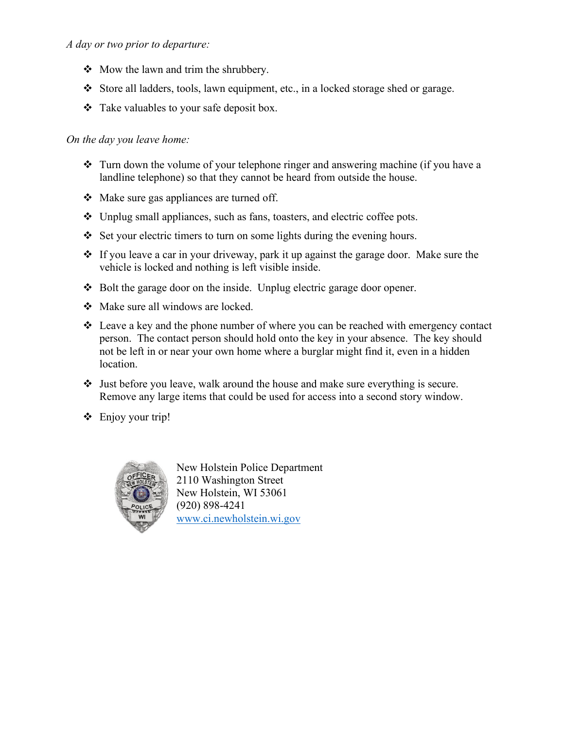*A day or two prior to departure:*

- Mow the lawn and trim the shrubbery.
- Store all ladders, tools, lawn equipment, etc., in a locked storage shed or garage.
- Take valuables to your safe deposit box.

*On the day you leave home:*

- Turn down the volume of your telephone ringer and answering machine (if you have a landline telephone) so that they cannot be heard from outside the house.
- Make sure gas appliances are turned off.
- Unplug small appliances, such as fans, toasters, and electric coffee pots.
- Set your electric timers to turn on some lights during the evening hours.
- If you leave a car in your driveway, park it up against the garage door. Make sure the vehicle is locked and nothing is left visible inside.
- Bolt the garage door on the inside. Unplug electric garage door opener.
- Make sure all windows are locked.
- Leave a key and the phone number of where you can be reached with emergency contact person. The contact person should hold onto the key in your absence. The key should not be left in or near your own home where a burglar might find it, even in a hidden location.
- Just before you leave, walk around the house and make sure everything is secure. Remove any large items that could be used for access into a second story window.
- Enjoy your trip!

New Holstein Police Department
2110 Washington Street
New Holstein, WI 53061
(920) 898-4241
www.ci.newholstein.wi.gov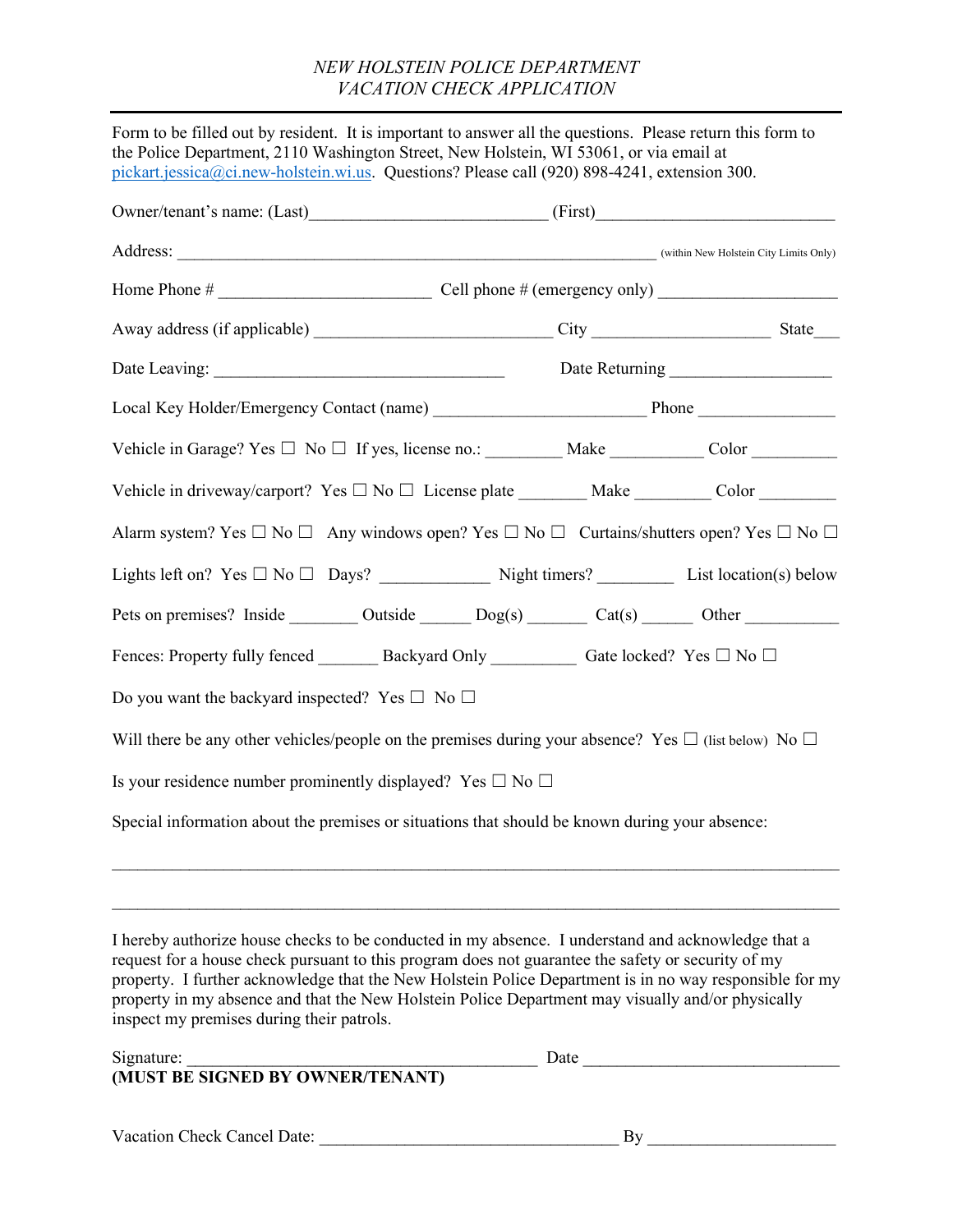*NEW HOLSTEIN POLICE DEPARTMENT*
*VACATION CHECK APPLICATION*

---

Form to be filled out by resident. It is important to answer all the questions. Please return this form to the Police Department, 2110 Washington Street, New Holstein, WI 53061, or via email at pickart.jessica@ci.new-holstein.wi.us. Questions? Please call (920) 898-4241, extension 300.

Owner/tenant's name: (Last)___________________________ (First)___________________________

Address: _______________________________________________________ (within New Holstein City Limits Only)

Home Phone # ________________________ Cell phone # (emergency only) ____________________

Away address (if applicable) ___________________________ City ____________________ State___

Date Leaving: _________________________________ Date Returning __________________

Local Key Holder/Emergency Contact (name) ________________________ Phone _______________

Vehicle in Garage? Yes ☐ No ☐ If yes, license no.: _________ Make __________ Color _________

Vehicle in driveway/carport? Yes ☐ No ☐ License plate ________ Make ________ Color ________

Alarm system? Yes ☐ No ☐ Any windows open? Yes ☐ No ☐ Curtains/shutters open? Yes ☐ No ☐

Lights left on? Yes ☐ No ☐ Days? ____________ Night timers? ________ List location(s) below

Pets on premises? Inside ________ Outside ______ Dog(s) _______ Cat(s) ______ Other __________

Fences: Property fully fenced _______ Backyard Only __________ Gate locked? Yes ☐ No ☐

Do you want the backyard inspected? Yes ☐ No ☐

Will there be any other vehicles/people on the premises during your absence? Yes ☐ (list below) No ☐

Is your residence number prominently displayed? Yes ☐ No ☐

Special information about the premises or situations that should be known during your absence:

_____________________________________________________________________________________

_____________________________________________________________________________________

I hereby authorize house checks to be conducted in my absence. I understand and acknowledge that a request for a house check pursuant to this program does not guarantee the safety or security of my property. I further acknowledge that the New Holstein Police Department is in no way responsible for my property in my absence and that the New Holstein Police Department may visually and/or physically inspect my premises during their patrols.

Signature: ________________________________________ Date ______________________________
**(MUST BE SIGNED BY OWNER/TENANT)**

Vacation Check Cancel Date: ___________________________________ By _____________________